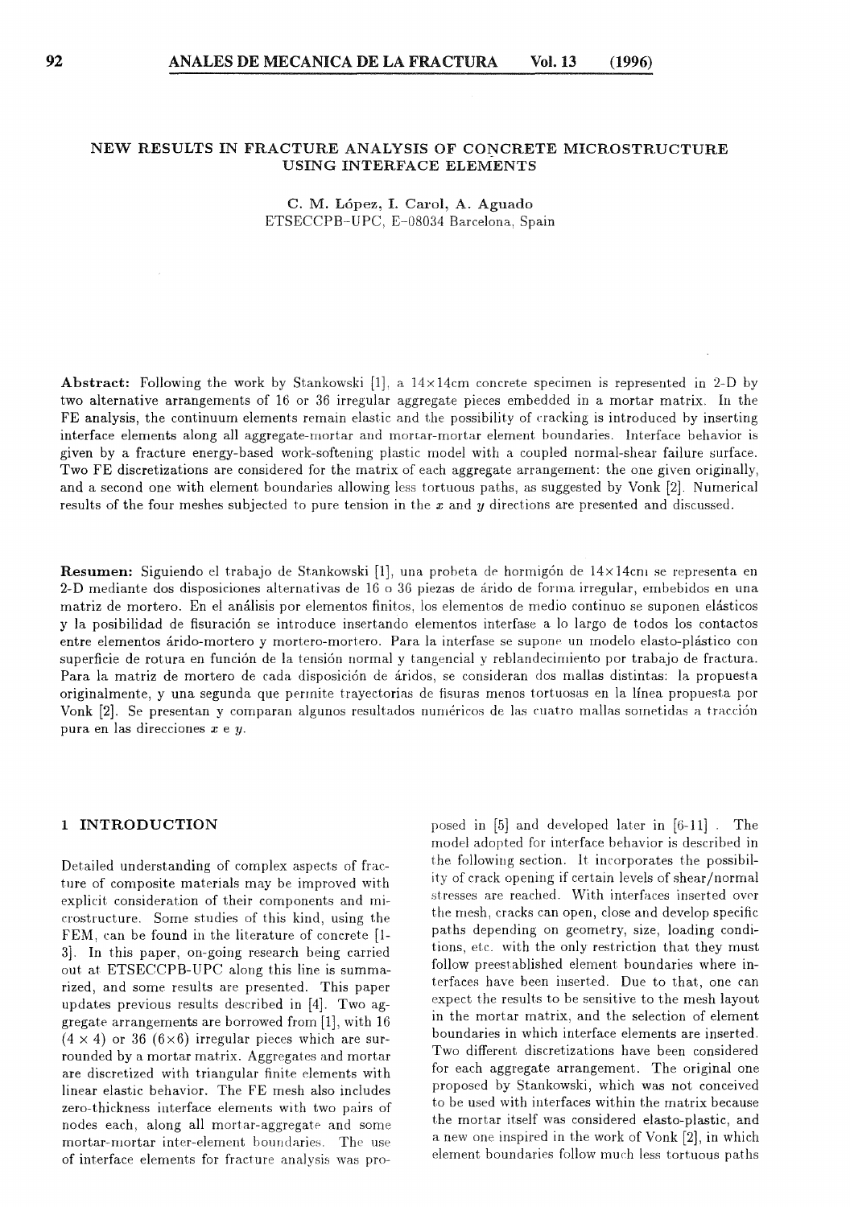# NEW RESULTS IN FRACTURE ANALYSIS OF CONCRETE MICROSTRUCTURE USING INTERFACE ELEMENTS

C. M. López, I. Carol, A. Aguado
ETSECCPB-UPC, E-08034 Barcelona, Spain

**Abstract:** Following the work by Stankowski [1], a 14×14cm concrete specimen is represented in 2-D by two alternative arrangements of 16 or 36 irregular aggregate pieces embedded in a mortar matrix. In the FE analysis, the continuum elements remain elastic and the possibility of cracking is introduced by inserting interface elements along all aggregate-mortar and mortar-mortar element boundaries. Interface behavior is given by a fracture energy-based work-softening plastic model with a coupled normal-shear failure surface. Two FE discretizations are considered for the matrix of each aggregate arrangement: the one given originally, and a second one with element boundaries allowing less tortuous paths, as suggested by Vonk [2]. Numerical results of the four meshes subjected to pure tension in the $x$ and $y$ directions are presented and discussed.

**Resumen:** Siguiendo el trabajo de Stankowski [1], una probeta de hormigón de 14×14cm se representa en 2-D mediante dos disposiciones alternativas de 16 o 36 piezas de árido de forma irregular, embebidos en una matriz de mortero. En el análisis por elementos finitos, los elementos de medio continuo se suponen elásticos y la posibilidad de fisuración se introduce insertando elementos interfase a lo largo de todos los contactos entre elementos árido-mortero y mortero-mortero. Para la interfase se supone un modelo elasto-plástico con superficie de rotura en función de la tensión normal y tangencial y reblandecimiento por trabajo de fractura. Para la matriz de mortero de cada disposición de áridos, se consideran dos mallas distintas: la propuesta originalmente, y una segunda que permite trayectorias de fisuras menos tortuosas en la línea propuesta por Vonk [2]. Se presentan y comparan algunos resultados numéricos de las cuatro mallas sometidas a tracción pura en las direcciones $x$ e $y$.

## 1 INTRODUCTION

Detailed understanding of complex aspects of fracture of composite materials may be improved with explicit consideration of their components and microstructure. Some studies of this kind, using the FEM, can be found in the literature of concrete [1-3]. In this paper, on-going research being carried out at ETSECCPB-UPC along this line is summarized, and some results are presented. This paper updates previous results described in [4]. Two aggregate arrangements are borrowed from [1], with 16 (4 × 4) or 36 (6×6) irregular pieces which are surrounded by a mortar matrix. Aggregates and mortar are discretized with triangular finite elements with linear elastic behavior. The FE mesh also includes zero-thickness interface elements with two pairs of nodes each, along all mortar-aggregate and some mortar-mortar inter-element boundaries. The use of interface elements for fracture analysis was proposed in [5] and developed later in [6-11]. The model adopted for interface behavior is described in the following section. It incorporates the possibility of crack opening if certain levels of shear/normal stresses are reached. With interfaces inserted over the mesh, cracks can open, close and develop specific paths depending on geometry, size, loading conditions, etc. with the only restriction that they must follow preestablished element boundaries where interfaces have been inserted. Due to that, one can expect the results to be sensitive to the mesh layout in the mortar matrix, and the selection of element boundaries in which interface elements are inserted. Two different discretizations have been considered for each aggregate arrangement. The original one proposed by Stankowski, which was not conceived to be used with interfaces within the matrix because the mortar itself was considered elasto-plastic, and a new one inspired in the work of Vonk [2], in which element boundaries follow much less tortuous paths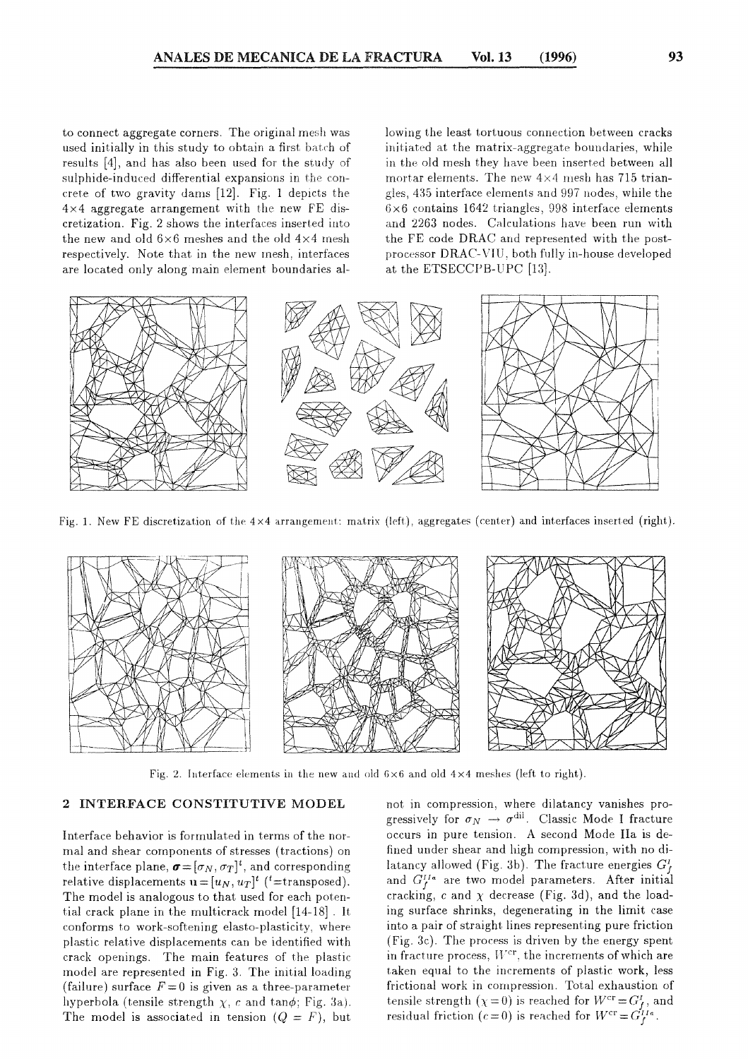to connect aggregate corners. The original mesh was used initially in this study to obtain a first batch of results [4], and has also been used for the study of sulphide-induced differential expansions in the concrete of two gravity dams [12]. Fig. 1 depicts the 4×4 aggregate arrangement with the new FE discretization. Fig. 2 shows the interfaces inserted into the new and old 6×6 meshes and the old 4×4 mesh respectively. Note that in the new mesh, interfaces are located only along main element boundaries allowing the least tortuous connection between cracks initiated at the matrix-aggregate boundaries, while in the old mesh they have been inserted between all mortar elements. The new 4×4 mesh has 715 triangles, 435 interface elements and 997 nodes, while the 6×6 contains 1642 triangles, 998 interface elements and 2263 nodes. Calculations have been run with the FE code DRAC and represented with the post-processor DRAC-VIU, both fully in-house developed at the ETSECCPB-UPC [13].

Fig. 1. New FE discretization of the 4×4 arrangement: matrix (left), aggregates (center) and interfaces inserted (right).

Fig. 2. Interface elements in the new and old 6×6 and old 4×4 meshes (left to right).

## 2 INTERFACE CONSTITUTIVE MODEL

Interface behavior is formulated in terms of the normal and shear components of stresses (tractions) on the interface plane, $\boldsymbol{\sigma}=[\sigma_N, \sigma_T]^t$, and corresponding relative displacements $\mathbf{u}=[u_N, u_T]^t$ ($^t$=transposed). The model is analogous to that used for each potential crack plane in the multicrack model [14-18]. It conforms to work-softening elasto-plasticity, where plastic relative displacements can be identified with crack openings. The main features of the plastic model are represented in Fig. 3. The initial loading (failure) surface $F=0$ is given as a three-parameter hyperbola (tensile strength $\chi$, $c$ and $\tan\phi$; Fig. 3a). The model is associated in tension ($Q = F$), but not in compression, where dilatancy vanishes progressively for $\sigma_N \rightarrow \sigma^{\text{dil}}$. Classic Mode I fracture occurs in pure tension. A second Mode IIa is defined under shear and high compression, with no dilatancy allowed (Fig. 3b). The fracture energies $G_f^I$ and $G_f^{IIa}$ are two model parameters. After initial cracking, $c$ and $\chi$ decrease (Fig. 3d), and the loading surface shrinks, degenerating in the limit case into a pair of straight lines representing pure friction (Fig. 3c). The process is driven by the energy spent in fracture process, $W^{\text{cr}}$, the increments of which are taken equal to the increments of plastic work, less frictional work in compression. Total exhaustion of tensile strength ($\chi=0$) is reached for $W^{\text{cr}}=G_f^I$, and residual friction ($c=0$) is reached for $W^{\text{cr}}=G_f^{IIa}$.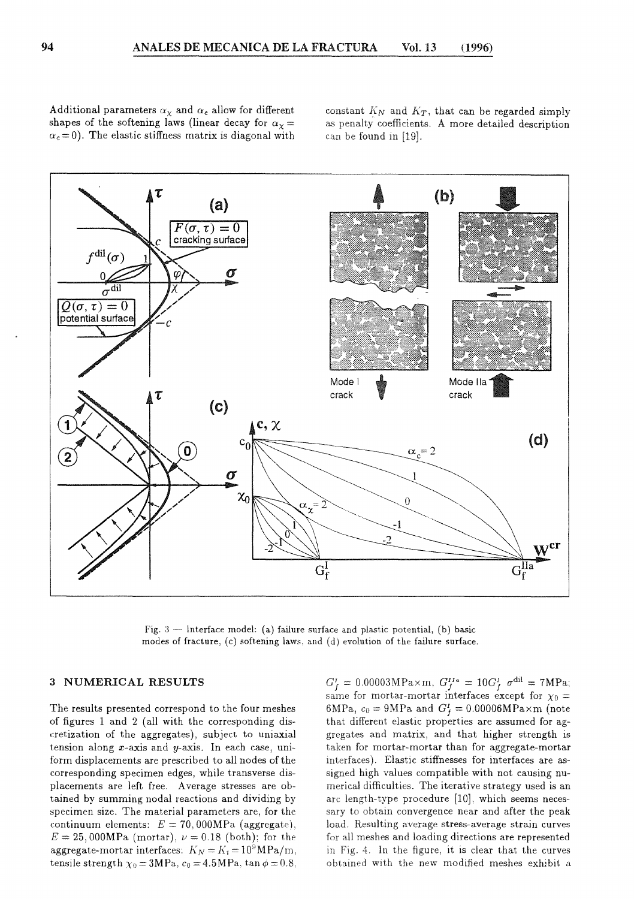Additional parameters $\alpha_\chi$ and $\alpha_c$ allow for different shapes of the softening laws (linear decay for $\alpha_\chi = \alpha_c = 0$). The elastic stiffness matrix is diagonal with constant $K_N$ and $K_T$, that can be regarded simply as penalty coefficients. A more detailed description can be found in [19].

Fig. 3 — Interface model: (a) failure surface and plastic potential, (b) basic modes of fracture, (c) softening laws, and (d) evolution of the failure surface.

## 3 NUMERICAL RESULTS

The results presented correspond to the four meshes of figures 1 and 2 (all with the corresponding discretization of the aggregates), subject to uniaxial tension along $x$-axis and $y$-axis. In each case, uniform displacements are prescribed to all nodes of the corresponding specimen edges, while transverse displacements are left free. Average stresses are obtained by summing nodal reactions and dividing by specimen size. The material parameters are, for the continuum elements: $E = 70,000$MPa (aggregate), $E = 25,000$MPa (mortar), $\nu = 0.18$ (both); for the aggregate-mortar interfaces: $K_N = K_t = 10^9$MPa/m, tensile strength $\chi_0 = 3$MPa, $c_0 = 4.5$MPa, $\tan\phi = 0.8$, $G_f^I = 0.00003$MPa×m, $G_f^{IIa} = 10G_f^I$ $\sigma^{\mathrm{dil}} = 7$MPa; same for mortar-mortar interfaces except for $\chi_0 = 6$MPa, $c_0 = 9$MPa and $G_f^I = 0.00006$MPa×m (note that different elastic properties are assumed for aggregates and matrix, and that higher strength is taken for mortar-mortar than for aggregate-mortar interfaces). Elastic stiffnesses for interfaces are assigned high values compatible with not causing numerical difficulties. The iterative strategy used is an arc length-type procedure [10], which seems necessary to obtain convergence near and after the peak load. Resulting average stress-average strain curves for all meshes and loading directions are represented in Fig. 4. In the figure, it is clear that the curves obtained with the new modified meshes exhibit a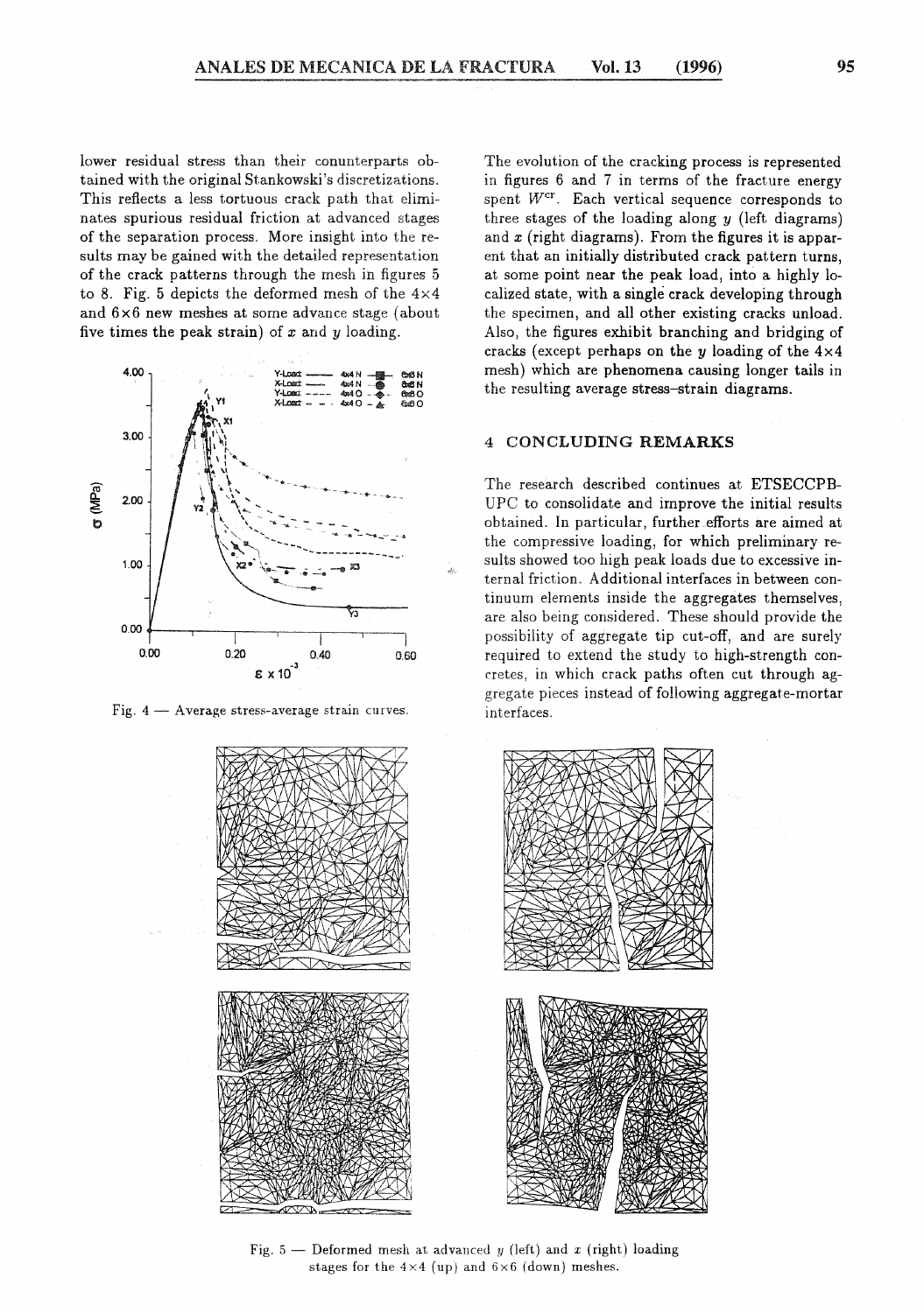lower residual stress than their conunterparts obtained with the original Stankowski's discretizations. This reflects a less tortuous crack path that eliminates spurious residual friction at advanced stages of the separation process. More insight into the results may be gained with the detailed representation of the crack patterns through the mesh in figures 5 to 8. Fig. 5 depicts the deformed mesh of the 4×4 and 6×6 new meshes at some advance stage (about five times the peak strain) of $x$ and $y$ loading.

Fig. 4 — Average stress-average strain curves.

The evolution of the cracking process is represented in figures 6 and 7 in terms of the fracture energy spent $W^{cr}$. Each vertical sequence corresponds to three stages of the loading along $y$ (left diagrams) and $x$ (right diagrams). From the figures it is apparent that an initially distributed crack pattern turns, at some point near the peak load, into a highly localized state, with a single crack developing through the specimen, and all other existing cracks unload. Also, the figures exhibit branching and bridging of cracks (except perhaps on the $y$ loading of the 4×4 mesh) which are phenomena causing longer tails in the resulting average stress–strain diagrams.

## 4 CONCLUDING REMARKS

The research described continues at ETSECCPB-UPC to consolidate and improve the initial results obtained. In particular, further efforts are aimed at the compressive loading, for which preliminary results showed too high peak loads due to excessive internal friction. Additional interfaces in between continuum elements inside the aggregates themselves, are also being considered. These should provide the possibility of aggregate tip cut-off, and are surely required to extend the study to high-strength concretes, in which crack paths often cut through aggregate pieces instead of following aggregate-mortar interfaces.

Fig. 5 — Deformed mesh at advanced $y$ (left) and $x$ (right) loading stages for the 4×4 (up) and 6×6 (down) meshes.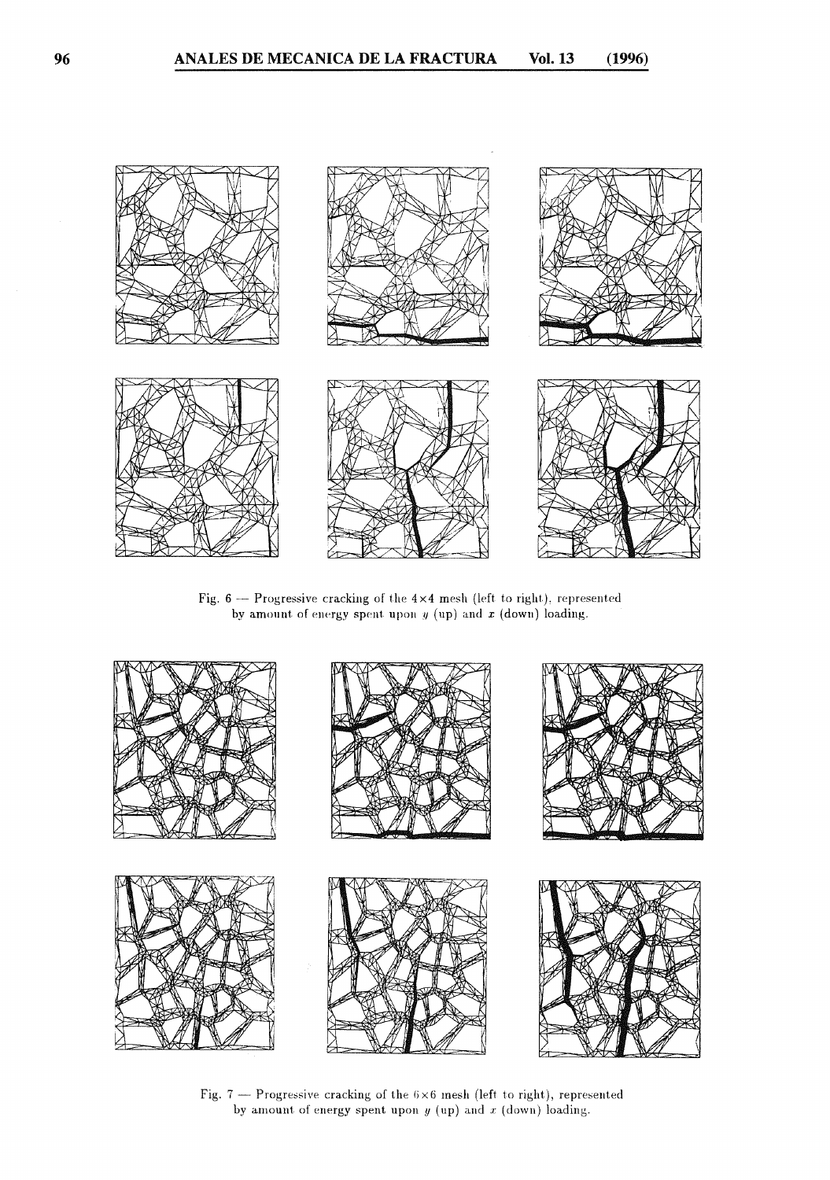Fig. 6 — Progressive cracking of the 4×4 mesh (left to right), represented by amount of energy spent upon $y$ (up) and $x$ (down) loading.

Fig. 7 — Progressive cracking of the 6×6 mesh (left to right), represented by amount of energy spent upon $y$ (up) and $x$ (down) loading.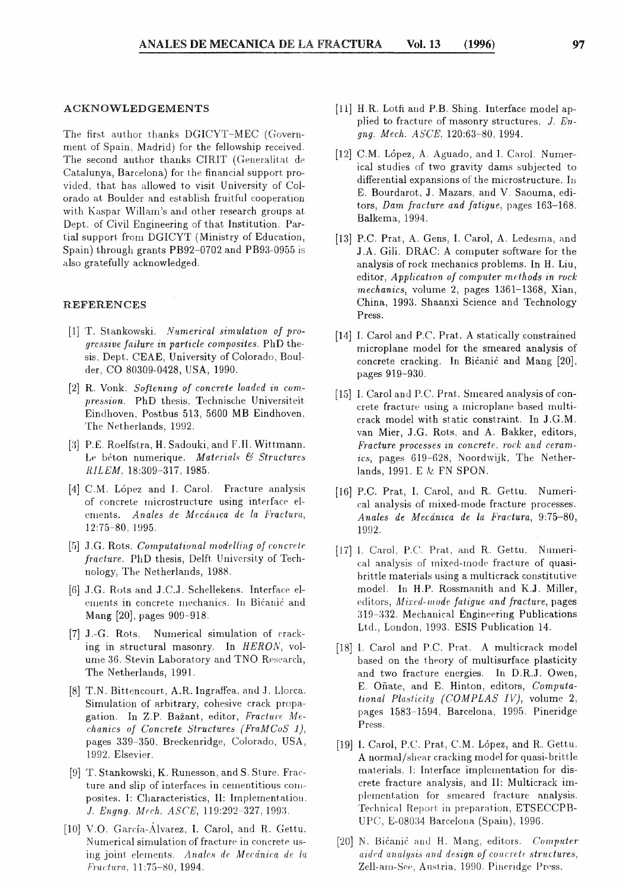## ACKNOWLEDGEMENTS

The first author thanks DGICYT-MEC (Government of Spain, Madrid) for the fellowship received. The second author thanks CIRIT (Generalitat de Catalunya, Barcelona) for the financial support provided, that has allowed to visit University of Colorado at Boulder and establish fruitful cooperation with Kaspar Willam's and other research groups at Dept. of Civil Engineering of that Institution. Partial support from DGICYT (Ministry of Education, Spain) through grants PB92-0702 and PB93-0955 is also gratefully acknowledged.

## REFERENCES

[1] T. Stankowski. *Numerical simulation of progressive failure in particle composites*. PhD thesis, Dept. CEAE, University of Colorado, Boulder, CO 80309-0428, USA, 1990.

[2] R. Vonk. *Softening of concrete loaded in compression*. PhD thesis, Technische Universiteit Eindhoven, Postbus 513, 5600 MB Eindhoven, The Netherlands, 1992.

[3] P.E. Roelfstra, H. Sadouki, and F.H. Wittmann. Le béton numerique. *Materials & Structures RILEM*, 18:309-317, 1985.

[4] C.M. López and I. Carol. Fracture analysis of concrete microstructure using interface elements. *Anales de Mecánica de la Fractura*, 12:75-80, 1995.

[5] J.G. Rots. *Computational modelling of concrete fracture*. PhD thesis, Delft University of Technology, The Netherlands, 1988.

[6] J.G. Rots and J.C.J. Schellekens. Interface elements in concrete mechanics. In Bićanić and Mang [20], pages 909-918.

[7] J.-G. Rots. Numerical simulation of cracking in structural masonry. In *HERON*, volume 36. Stevin Laboratory and TNO Research, The Netherlands, 1991.

[8] T.N. Bittencourt, A.R. Ingraffea, and J. Llorca. Simulation of arbitrary, cohesive crack propagation. In Z.P. Bažant, editor, *Fracture Mechanics of Concrete Structures (FraMCoS 1)*, pages 339-350, Breckenridge, Colorado, USA, 1992. Elsevier.

[9] T. Stankowski, K. Runesson, and S. Sture. Fracture and slip of interfaces in cementitious composites. I: Characteristics, II: Implementation. *J. Engng. Mech. ASCE*, 119:292-327, 1993.

[10] V.O. García-Álvarez, I. Carol, and R. Gettu. Numerical simulation of fracture in concrete using joint elements. *Anales de Mecánica de la Fractura*, 11:75-80, 1994.

[11] H.R. Lotfi and P.B. Shing. Interface model applied to fracture of masonry structures. *J. Engng. Mech. ASCE*, 120:63-80, 1994.

[12] C.M. López, A. Aguado, and I. Carol. Numerical studies of two gravity dams subjected to differential expansions of the microstructure. In E. Bourdarot, J. Mazars, and V. Saouma, editors, *Dam fracture and fatigue*, pages 163-168. Balkema, 1994.

[13] P.C. Prat, A. Gens, I. Carol, A. Ledesma, and J.A. Gili. DRAC: A computer software for the analysis of rock mechanics problems. In H. Liu, editor, *Application of computer methods in rock mechanics*, volume 2, pages 1361-1368, Xian, China, 1993. Shaanxi Science and Technology Press.

[14] I. Carol and P.C. Prat. A statically constrained microplane model for the smeared analysis of concrete cracking. In Bićanić and Mang [20], pages 919-930.

[15] I. Carol and P.C. Prat. Smeared analysis of concrete fracture using a microplane based multicrack model with static constraint. In J.G.M. van Mier, J.G. Rots, and A. Bakker, editors, *Fracture processes in concrete, rock and ceramics*, pages 619-628, Noordwijk, The Netherlands, 1991. E & FN SPON.

[16] P.C. Prat, I. Carol, and R. Gettu. Numerical analysis of mixed-mode fracture processes. *Anales de Mecánica de la Fractura*, 9:75-80, 1992.

[17] I. Carol, P.C. Prat, and R. Gettu. Numerical analysis of mixed-mode fracture of quasi-brittle materials using a multicrack constitutive model. In H.P. Rossmanith and K.J. Miller, editors, *Mixed-mode fatigue and fracture*, pages 319-332. Mechanical Engineering Publications Ltd., London, 1993. ESIS Publication 14.

[18] I. Carol and P.C. Prat. A multicrack model based on the theory of multisurface plasticity and two fracture energies. In D.R.J. Owen, E. Oñate, and E. Hinton, editors, *Computational Plasticity (COMPLAS IV)*, volume 2, pages 1583-1594, Barcelona, 1995. Pineridge Press.

[19] I. Carol, P.C. Prat, C.M. López, and R. Gettu. A normal/shear cracking model for quasi-brittle materials. I: Interface implementation for discrete fracture analysis, and II: Multicrack implementation for smeared fracture analysis. Technical Report in preparation, ETSECCPB-UPC, E-08034 Barcelona (Spain), 1996.

[20] N. Bićanić and H. Mang, editors. *Computer aided analysis and design of concrete structures*, Zell-am-See, Austria, 1990. Pineridge Press.